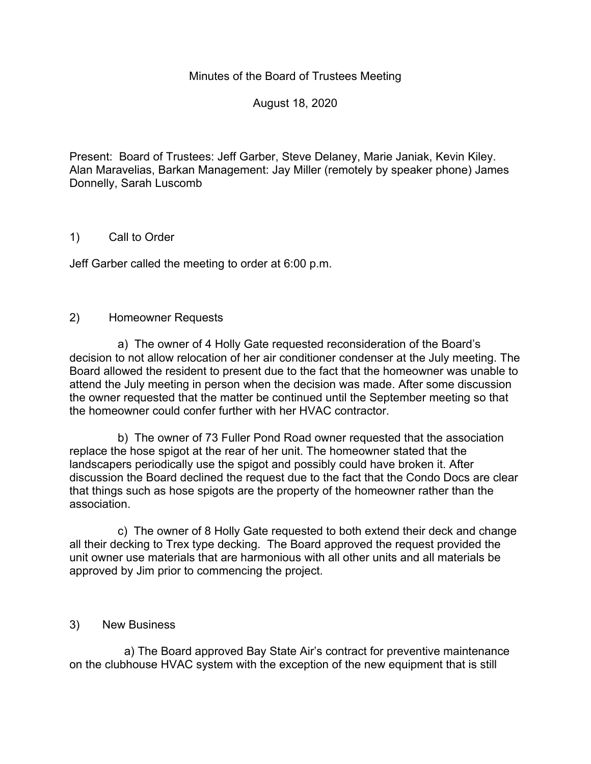# Minutes of the Board of Trustees Meeting

August 18, 2020

Present: Board of Trustees: Jeff Garber, Steve Delaney, Marie Janiak, Kevin Kiley. Alan Maravelias, Barkan Management: Jay Miller (remotely by speaker phone) James Donnelly, Sarah Luscomb

## 1) Call to Order

Jeff Garber called the meeting to order at 6:00 p.m.

## 2) Homeowner Requests

a) The owner of 4 Holly Gate requested reconsideration of the Board's decision to not allow relocation of her air conditioner condenser at the July meeting. The Board allowed the resident to present due to the fact that the homeowner was unable to attend the July meeting in person when the decision was made. After some discussion the owner requested that the matter be continued until the September meeting so that the homeowner could confer further with her HVAC contractor.

b) The owner of 73 Fuller Pond Road owner requested that the association replace the hose spigot at the rear of her unit. The homeowner stated that the landscapers periodically use the spigot and possibly could have broken it. After discussion the Board declined the request due to the fact that the Condo Docs are clear that things such as hose spigots are the property of the homeowner rather than the association.

c) The owner of 8 Holly Gate requested to both extend their deck and change all their decking to Trex type decking. The Board approved the request provided the unit owner use materials that are harmonious with all other units and all materials be approved by Jim prior to commencing the project.

## 3) New Business

a) The Board approved Bay State Air's contract for preventive maintenance on the clubhouse HVAC system with the exception of the new equipment that is still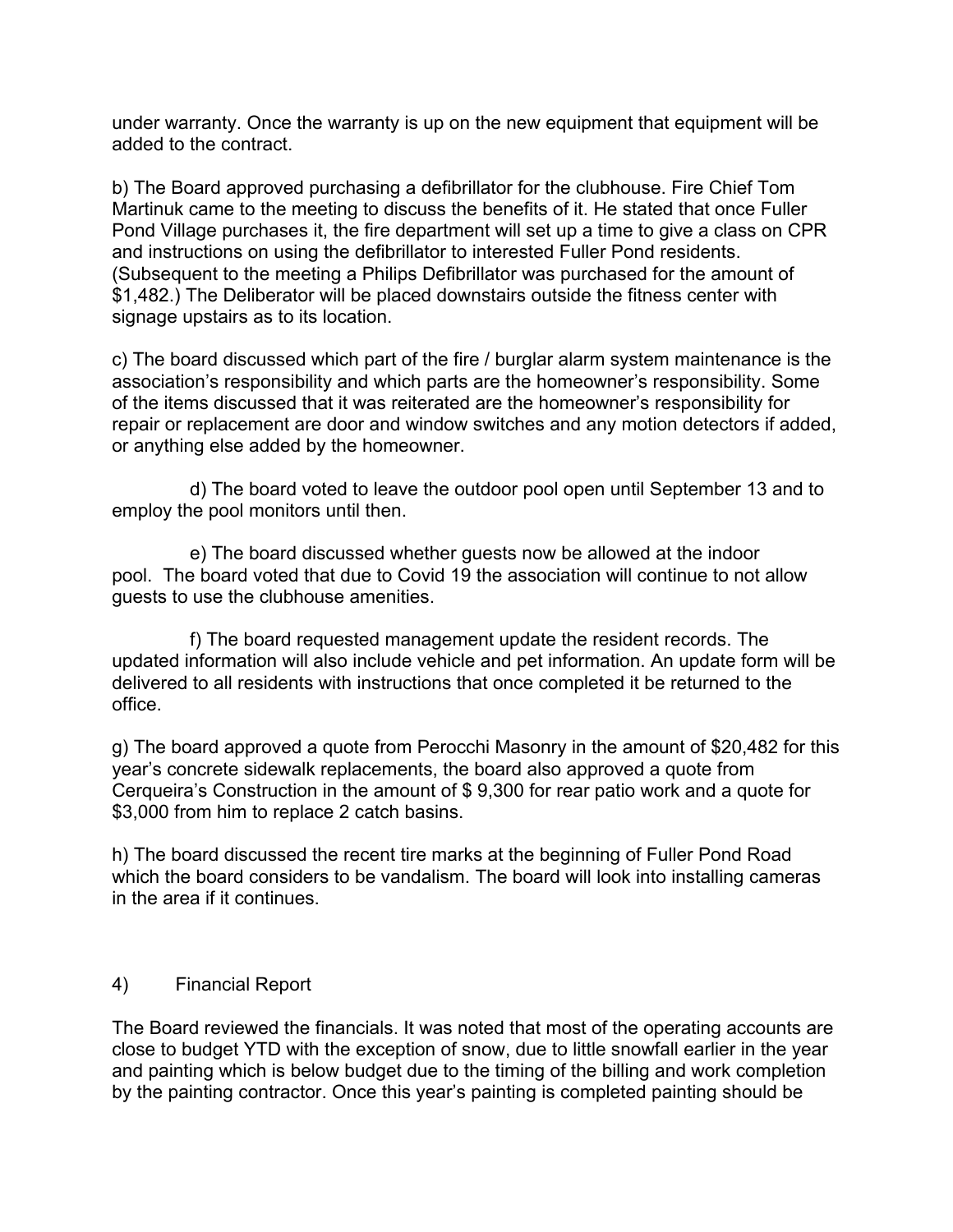under warranty. Once the warranty is up on the new equipment that equipment will be added to the contract.

b) The Board approved purchasing a defibrillator for the clubhouse. Fire Chief Tom Martinuk came to the meeting to discuss the benefits of it. He stated that once Fuller Pond Village purchases it, the fire department will set up a time to give a class on CPR and instructions on using the defibrillator to interested Fuller Pond residents. (Subsequent to the meeting a Philips Defibrillator was purchased for the amount of $1,482.) The Deliberator will be placed downstairs outside the fitness center with signage upstairs as to its location.

c) The board discussed which part of the fire / burglar alarm system maintenance is the association's responsibility and which parts are the homeowner's responsibility. Some of the items discussed that it was reiterated are the homeowner's responsibility for repair or replacement are door and window switches and any motion detectors if added, or anything else added by the homeowner.

d) The board voted to leave the outdoor pool open until September 13 and to employ the pool monitors until then.

e) The board discussed whether guests now be allowed at the indoor pool. The board voted that due to Covid 19 the association will continue to not allow guests to use the clubhouse amenities.

f) The board requested management update the resident records. The updated information will also include vehicle and pet information. An update form will be delivered to all residents with instructions that once completed it be returned to the office.

g) The board approved a quote from Perocchi Masonry in the amount of $20,482 for this year's concrete sidewalk replacements, the board also approved a quote from Cerqueira's Construction in the amount of $ 9,300 for rear patio work and a quote for $3,000 from him to replace 2 catch basins.

h) The board discussed the recent tire marks at the beginning of Fuller Pond Road which the board considers to be vandalism. The board will look into installing cameras in the area if it continues.

4) Financial Report

The Board reviewed the financials. It was noted that most of the operating accounts are close to budget YTD with the exception of snow, due to little snowfall earlier in the year and painting which is below budget due to the timing of the billing and work completion by the painting contractor. Once this year's painting is completed painting should be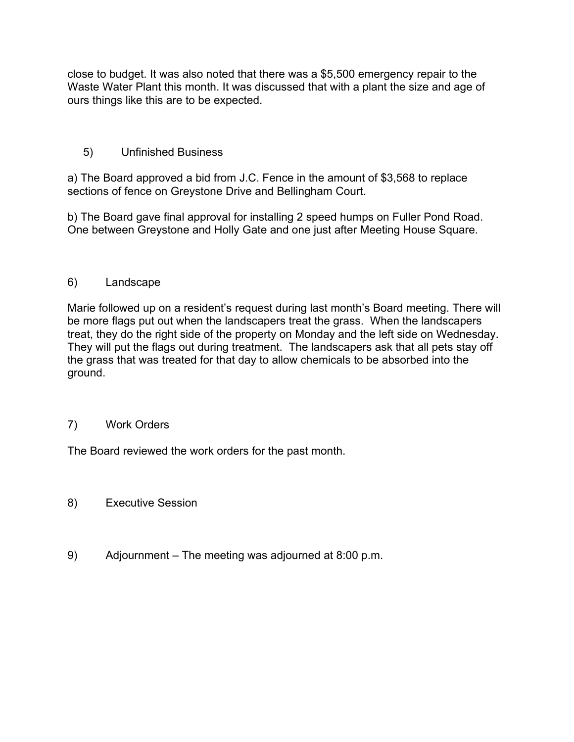close to budget. It was also noted that there was a $5,500 emergency repair to the Waste Water Plant this month. It was discussed that with a plant the size and age of ours things like this are to be expected.

5) Unfinished Business

a) The Board approved a bid from J.C. Fence in the amount of $3,568 to replace sections of fence on Greystone Drive and Bellingham Court.

b) The Board gave final approval for installing 2 speed humps on Fuller Pond Road. One between Greystone and Holly Gate and one just after Meeting House Square.

6) Landscape

Marie followed up on a resident's request during last month's Board meeting. There will be more flags put out when the landscapers treat the grass. When the landscapers treat, they do the right side of the property on Monday and the left side on Wednesday. They will put the flags out during treatment. The landscapers ask that all pets stay off the grass that was treated for that day to allow chemicals to be absorbed into the ground.

7) Work Orders

The Board reviewed the work orders for the past month.

8) Executive Session

9) Adjournment – The meeting was adjourned at 8:00 p.m.